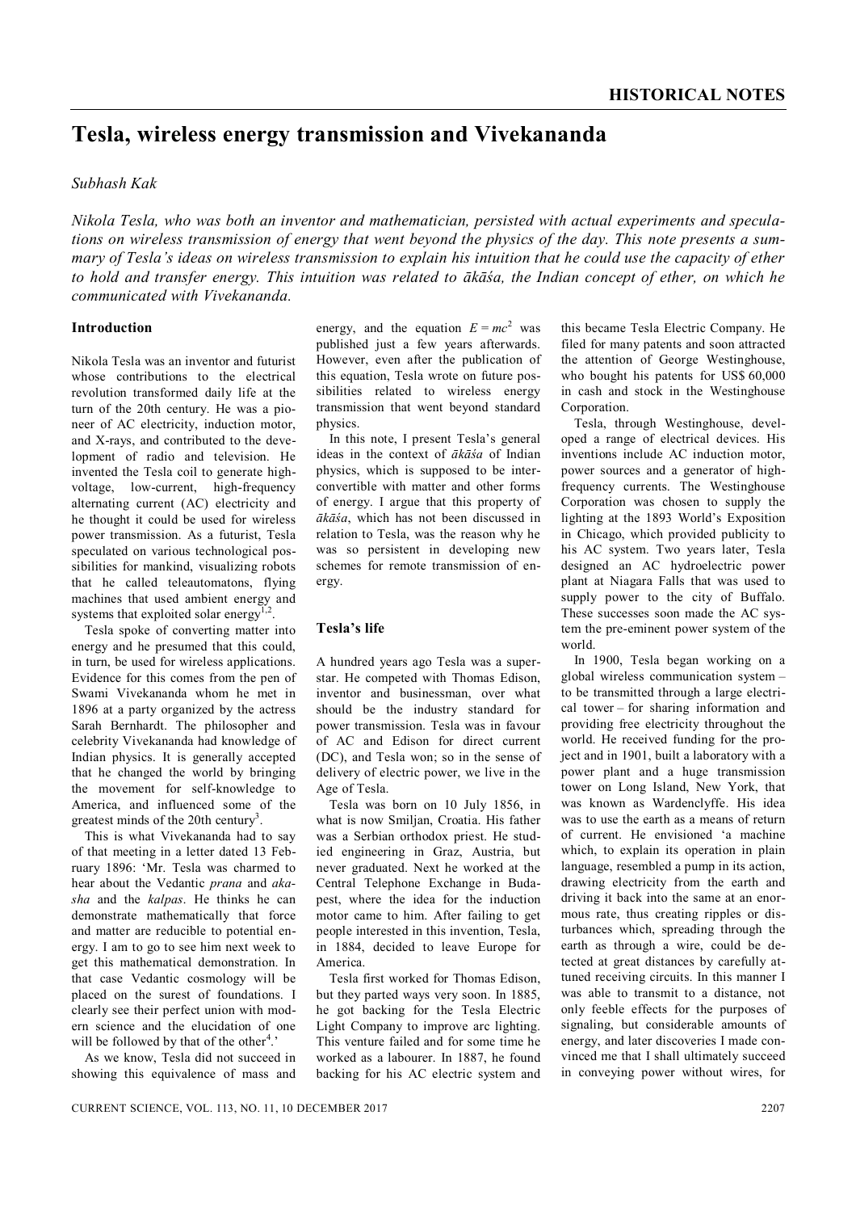# Tesla, wireless energy transmission and Vivekananda

*Subhash Kak*

*Nikola Tesla, who was both an inventor and mathematician, persisted with actual experiments and speculations on wireless transmission of energy that went beyond the physics of the day. This note presents a summary of Tesla's ideas on wireless transmission to explain his intuition that he could use the capacity of ether to hold and transfer energy. This intuition was related to ākāśa, the Indian concept of ether, on which he communicated with Vivekananda.*

## Introduction

Nikola Tesla was an inventor and futurist whose contributions to the electrical revolution transformed daily life at the turn of the 20th century. He was a pioneer of AC electricity, induction motor, and X-rays, and contributed to the development of radio and television. He invented the Tesla coil to generate high-voltage, low-current, high-frequency alternating current (AC) electricity and he thought it could be used for wireless power transmission. As a futurist, Tesla speculated on various technological possibilities for mankind, visualizing robots that he called teleautomatons, flying machines that used ambient energy and systems that exploited solar energy[1,2].

Tesla spoke of converting matter into energy and he presumed that this could, in turn, be used for wireless applications. Evidence for this comes from the pen of Swami Vivekananda whom he met in 1896 at a party organized by the actress Sarah Bernhardt. The philosopher and celebrity Vivekananda had knowledge of Indian physics. It is generally accepted that he changed the world by bringing the movement for self-knowledge to America, and influenced some of the greatest minds of the 20th century[3].

This is what Vivekananda had to say of that meeting in a letter dated 13 February 1896: 'Mr. Tesla was charmed to hear about the Vedantic *prana* and *akasha* and the *kalpas*. He thinks he can demonstrate mathematically that force and matter are reducible to potential energy. I am to go to see him next week to get this mathematical demonstration. In that case Vedantic cosmology will be placed on the surest of foundations. I clearly see their perfect union with modern science and the elucidation of one will be followed by that of the other[4].'

As we know, Tesla did not succeed in showing this equivalence of mass and energy, and the equation $E = mc^2$ was published just a few years afterwards. However, even after the publication of this equation, Tesla wrote on future possibilities related to wireless energy transmission that went beyond standard physics.

In this note, I present Tesla's general ideas in the context of *ākāśa* of Indian physics, which is supposed to be interconvertible with matter and other forms of energy. I argue that this property of *ākāśa*, which has not been discussed in relation to Tesla, was the reason why he was so persistent in developing new schemes for remote transmission of energy.

## Tesla's life

A hundred years ago Tesla was a superstar. He competed with Thomas Edison, inventor and businessman, over what should be the industry standard for power transmission. Tesla was in favour of AC and Edison for direct current (DC), and Tesla won; so in the sense of delivery of electric power, we live in the Age of Tesla.

Tesla was born on 10 July 1856, in what is now Smiljan, Croatia. His father was a Serbian orthodox priest. He studied engineering in Graz, Austria, but never graduated. Next he worked at the Central Telephone Exchange in Budapest, where the idea for the induction motor came to him. After failing to get people interested in this invention, Tesla, in 1884, decided to leave Europe for America.

Tesla first worked for Thomas Edison, but they parted ways very soon. In 1885, he got backing for the Tesla Electric Light Company to improve arc lighting. This venture failed and for some time he worked as a labourer. In 1887, he found backing for his AC electric system and this became Tesla Electric Company. He filed for many patents and soon attracted the attention of George Westinghouse, who bought his patents for US$ 60,000 in cash and stock in the Westinghouse Corporation.

Tesla, through Westinghouse, developed a range of electrical devices. His inventions include AC induction motor, power sources and a generator of high-frequency currents. The Westinghouse Corporation was chosen to supply the lighting at the 1893 World's Exposition in Chicago, which provided publicity to his AC system. Two years later, Tesla designed an AC hydroelectric power plant at Niagara Falls that was used to supply power to the city of Buffalo. These successes soon made the AC system the pre-eminent power system of the world.

In 1900, Tesla began working on a global wireless communication system – to be transmitted through a large electrical tower – for sharing information and providing free electricity throughout the world. He received funding for the project and in 1901, built a laboratory with a power plant and a huge transmission tower on Long Island, New York, that was known as Wardenclyffe. His idea was to use the earth as a means of return of current. He envisioned 'a machine which, to explain its operation in plain language, resembled a pump in its action, drawing electricity from the earth and driving it back into the same at an enormous rate, thus creating ripples or disturbances which, spreading through the earth as through a wire, could be detected at great distances by carefully attuned receiving circuits. In this manner I was able to transmit to a distance, not only feeble effects for the purposes of signaling, but considerable amounts of energy, and later discoveries I made convinced me that I shall ultimately succeed in conveying power without wires, for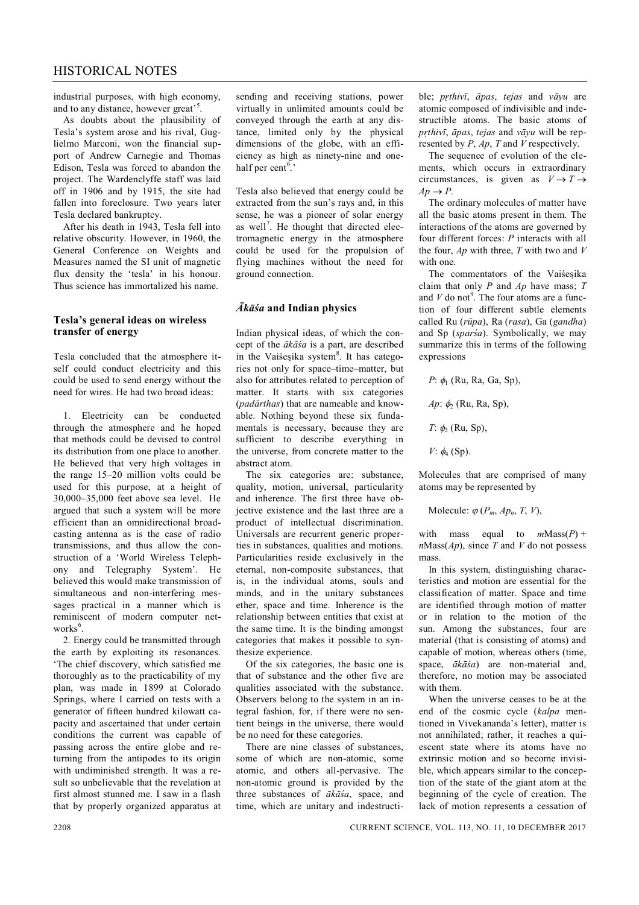industrial purposes, with high economy, and to any distance, however great'[5].

As doubts about the plausibility of Tesla's system arose and his rival, Guglielmo Marconi, won the financial support of Andrew Carnegie and Thomas Edison, Tesla was forced to abandon the project. The Wardenclyffe staff was laid off in 1906 and by 1915, the site had fallen into foreclosure. Two years later Tesla declared bankruptcy.

After his death in 1943, Tesla fell into relative obscurity. However, in 1960, the General Conference on Weights and Measures named the SI unit of magnetic flux density the 'tesla' in his honour. Thus science has immortalized his name.

### Tesla's general ideas on wireless transfer of energy

Tesla concluded that the atmosphere itself could conduct electricity and this could be used to send energy without the need for wires. He had two broad ideas:

1. Electricity can be conducted through the atmosphere and he hoped that methods could be devised to control its distribution from one place to another. He believed that very high voltages in the range 15–20 million volts could be used for this purpose, at a height of 30,000–35,000 feet above sea level. He argued that such a system will be more efficient than an omnidirectional broadcasting antenna as is the case of radio transmissions, and thus allow the construction of a 'World Wireless Telephony and Telegraphy System'. He believed this would make transmission of simultaneous and non-interfering messages practical in a manner which is reminiscent of modern computer networks[6].

2. Energy could be transmitted through the earth by exploiting its resonances. 'The chief discovery, which satisfied me thoroughly as to the practicability of my plan, was made in 1899 at Colorado Springs, where I carried on tests with a generator of fifteen hundred kilowatt capacity and ascertained that under certain conditions the current was capable of passing across the entire globe and returning from the antipodes to its origin with undiminished strength. It was a result so unbelievable that the revelation at first almost stunned me. I saw in a flash that by properly organized apparatus at sending and receiving stations, power virtually in unlimited amounts could be conveyed through the earth at any distance, limited only by the physical dimensions of the globe, with an efficiency as high as ninety-nine and one-half per cent[6].'

Tesla also believed that energy could be extracted from the sun's rays and, in this sense, he was a pioneer of solar energy as well[7]. He thought that directed electromagnetic energy in the atmosphere could be used for the propulsion of flying machines without the need for ground connection.

### *Ākāśa* and Indian physics

Indian physical ideas, of which the concept of the *ākāśa* is a part, are described in the Vaiśeṣika system[8]. It has categories not only for space–time–matter, but also for attributes related to perception of matter. It starts with six categories (*padārthas*) that are nameable and knowable. Nothing beyond these six fundamentals is necessary, because they are sufficient to describe everything in the universe, from concrete matter to the abstract atom.

The six categories are: substance, quality, motion, universal, particularity and inherence. The first three have objective existence and the last three are a product of intellectual discrimination. Universals are recurrent generic properties in substances, qualities and motions. Particularities reside exclusively in the eternal, non-composite substances, that is, in the individual atoms, souls and minds, and in the unitary substances ether, space and time. Inherence is the relationship between entities that exist at the same time. It is the binding amongst categories that makes it possible to synthesize experience.

Of the six categories, the basic one is that of substance and the other five are qualities associated with the substance. Observers belong to the system in an integral fashion, for, if there were no sentient beings in the universe, there would be no need for these categories.

There are nine classes of substances, some of which are non-atomic, some atomic, and others all-pervasive. The non-atomic ground is provided by the three substances of *ākāśa*, space, and time, which are unitary and indestructible; *pṛthivī*, *āpas*, *tejas* and *vāyu* are atomic composed of indivisible and indestructible atoms. The basic atoms of *pṛthivī*, *āpas*, *tejas* and *vāyu* will be represented by $P$, $Ap$, $T$ and $V$ respectively.

The sequence of evolution of the elements, which occurs in extraordinary circumstances, is given as $V \rightarrow T \rightarrow Ap \rightarrow P$.

The ordinary molecules of matter have all the basic atoms present in them. The interactions of the atoms are governed by four different forces: $P$ interacts with all the four, $Ap$ with three, $T$ with two and $V$ with one.

The commentators of the Vaiśeṣika claim that only $P$ and $Ap$ have mass; $T$ and $V$ do not[9]. The four atoms are a function of four different subtle elements called Ru (*rūpa*), Ra (*rasa*), Ga (*gandha*) and Sp (*sparśa*). Symbolically, we may summarize this in terms of the following expressions

$P$: $\phi_1$ (Ru, Ra, Ga, Sp),

$Ap$: $\phi_2$ (Ru, Ra, Sp),

$T$: $\phi_3$ (Ru, Sp),

$V$: $\phi_4$ (Sp).

Molecules that are comprised of many atoms may be represented by

Molecule: $\varphi$ ($P_m$, $Ap_n$, $T$, $V$),

with mass equal to $m$Mass($P$) + $n$Mass($Ap$), since $T$ and $V$ do not possess mass.

In this system, distinguishing characteristics and motion are essential for the classification of matter. Space and time are identified through motion of matter or in relation to the motion of the sun. Among the substances, four are material (that is consisting of atoms) and capable of motion, whereas others (time, space, *ākāśa*) are non-material and, therefore, no motion may be associated with them.

When the universe ceases to be at the end of the cosmic cycle (*kalpa* mentioned in Vivekananda's letter), matter is not annihilated; rather, it reaches a quiescent state where its atoms have no extrinsic motion and so become invisible, which appears similar to the conception of the state of the giant atom at the beginning of the cycle of creation. The lack of motion represents a cessation of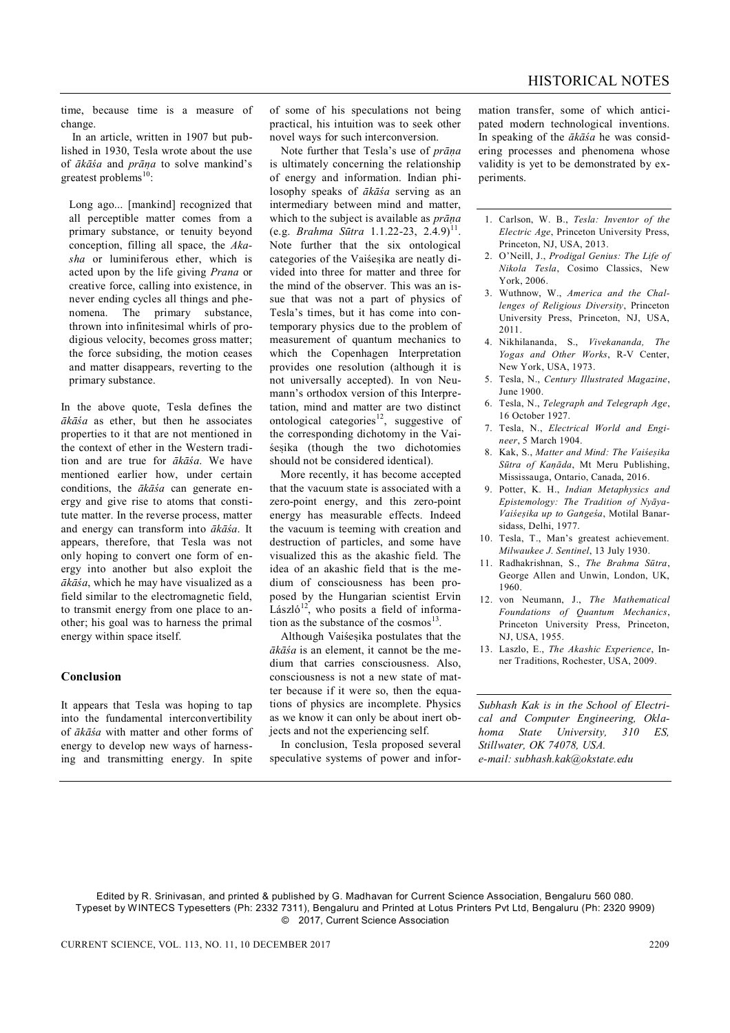time, because time is a measure of change.

In an article, written in 1907 but published in 1930, Tesla wrote about the use of *ākāśa* and *prāṇa* to solve mankind's greatest problems[10]:

> Long ago... [mankind] recognized that all perceptible matter comes from a primary substance, or tenuity beyond conception, filling all space, the *Akasha* or luminiferous ether, which is acted upon by the life giving *Prana* or creative force, calling into existence, in never ending cycles all things and phenomena. The primary substance, thrown into infinitesimal whirls of prodigious velocity, becomes gross matter; the force subsiding, the motion ceases and matter disappears, reverting to the primary substance.

In the above quote, Tesla defines the *ākāśa* as ether, but then he associates properties to it that are not mentioned in the context of ether in the Western tradition and are true for *ākāśa*. We have mentioned earlier how, under certain conditions, the *ākāśa* can generate energy and give rise to atoms that constitute matter. In the reverse process, matter and energy can transform into *ākāśa*. It appears, therefore, that Tesla was not only hoping to convert one form of energy into another but also exploit the *ākāśa*, which he may have visualized as a field similar to the electromagnetic field, to transmit energy from one place to another; his goal was to harness the primal energy within space itself.

## Conclusion

It appears that Tesla was hoping to tap into the fundamental interconvertibility of *ākāśa* with matter and other forms of energy to develop new ways of harnessing and transmitting energy. In spite of some of his speculations not being practical, his intuition was to seek other novel ways for such interconversion.

Note further that Tesla's use of *prāṇa* is ultimately concerning the relationship of energy and information. Indian philosophy speaks of *ākāśa* serving as an intermediary between mind and matter, which to the subject is available as *prāṇa* (e.g. *Brahma Sūtra* 1.1.22-23, 2.4.9)[11]. Note further that the six ontological categories of the Vaiśeṣika are neatly divided into three for matter and three for the mind of the observer. This was an issue that was not a part of physics of Tesla's times, but it has come into contemporary physics due to the problem of measurement of quantum mechanics to which the Copenhagen Interpretation provides one resolution (although it is not universally accepted). In von Neumann's orthodox version of this Interpretation, mind and matter are two distinct ontological categories[12], suggestive of the corresponding dichotomy in the Vaiśeṣika (though the two dichotomies should not be considered identical).

More recently, it has become accepted that the vacuum state is associated with a zero-point energy, and this zero-point energy has measurable effects. Indeed the vacuum is teeming with creation and destruction of particles, and some have visualized this as the akashic field. The idea of an akashic field that is the medium of consciousness has been proposed by the Hungarian scientist Ervin László[12], who posits a field of information as the substance of the cosmos[13].

Although Vaiśeṣika postulates that the *ākāśa* is an element, it cannot be the medium that carries consciousness. Also, consciousness is not a new state of matter because if it were so, then the equations of physics are incomplete. Physics as we know it can only be about inert objects and not the experiencing self.

In conclusion, Tesla proposed several speculative systems of power and information transfer, some of which anticipated modern technological inventions. In speaking of the *ākāśa* he was considering processes and phenomena whose validity is yet to be demonstrated by experiments.

1. Carlson, W. B., *Tesla: Inventor of the Electric Age*, Princeton University Press, Princeton, NJ, USA, 2013.
2. O'Neill, J., *Prodigal Genius: The Life of Nikola Tesla*, Cosimo Classics, New York, 2006.
3. Wuthnow, W., *America and the Challenges of Religious Diversity*, Princeton University Press, Princeton, NJ, USA, 2011.
4. Nikhilananda, S., *Vivekananda, The Yogas and Other Works*, R-V Center, New York, USA, 1973.
5. Tesla, N., *Century Illustrated Magazine*, June 1900.
6. Tesla, N., *Telegraph and Telegraph Age*, 16 October 1927.
7. Tesla, N., *Electrical World and Engineer*, 5 March 1904.
8. Kak, S., *Matter and Mind: The Vaiśeṣika Sūtra of Kaṇāda*, Mt Meru Publishing, Mississauga, Ontario, Canada, 2016.
9. Potter, K. H., *Indian Metaphysics and Epistemology: The Tradition of Nyāya-Vaiśeṣika up to Gaṅgeśa*, Motilal Banarsidass, Delhi, 1977.
10. Tesla, T., Man's greatest achievement. *Milwaukee J. Sentinel*, 13 July 1930.
11. Radhakrishnan, S., *The Brahma Sūtra*, George Allen and Unwin, London, UK, 1960.
12. von Neumann, J., *The Mathematical Foundations of Quantum Mechanics*, Princeton University Press, Princeton, NJ, USA, 1955.
13. Laszlo, E., *The Akashic Experience*, Inner Traditions, Rochester, USA, 2009.

*Subhash Kak is in the School of Electrical and Computer Engineering, Oklahoma State University, 310 ES, Stillwater, OK 74078, USA.*
*e-mail: subhash.kak@okstate.edu*

Edited by R. Srinivasan, and printed & published by G. Madhavan for Current Science Association, Bengaluru 560 080.
Typeset by WINTECS Typesetters (Ph: 2332 7311), Bengaluru and Printed at Lotus Printers Pvt Ltd, Bengaluru (Ph: 2320 9909)
© 2017, Current Science Association